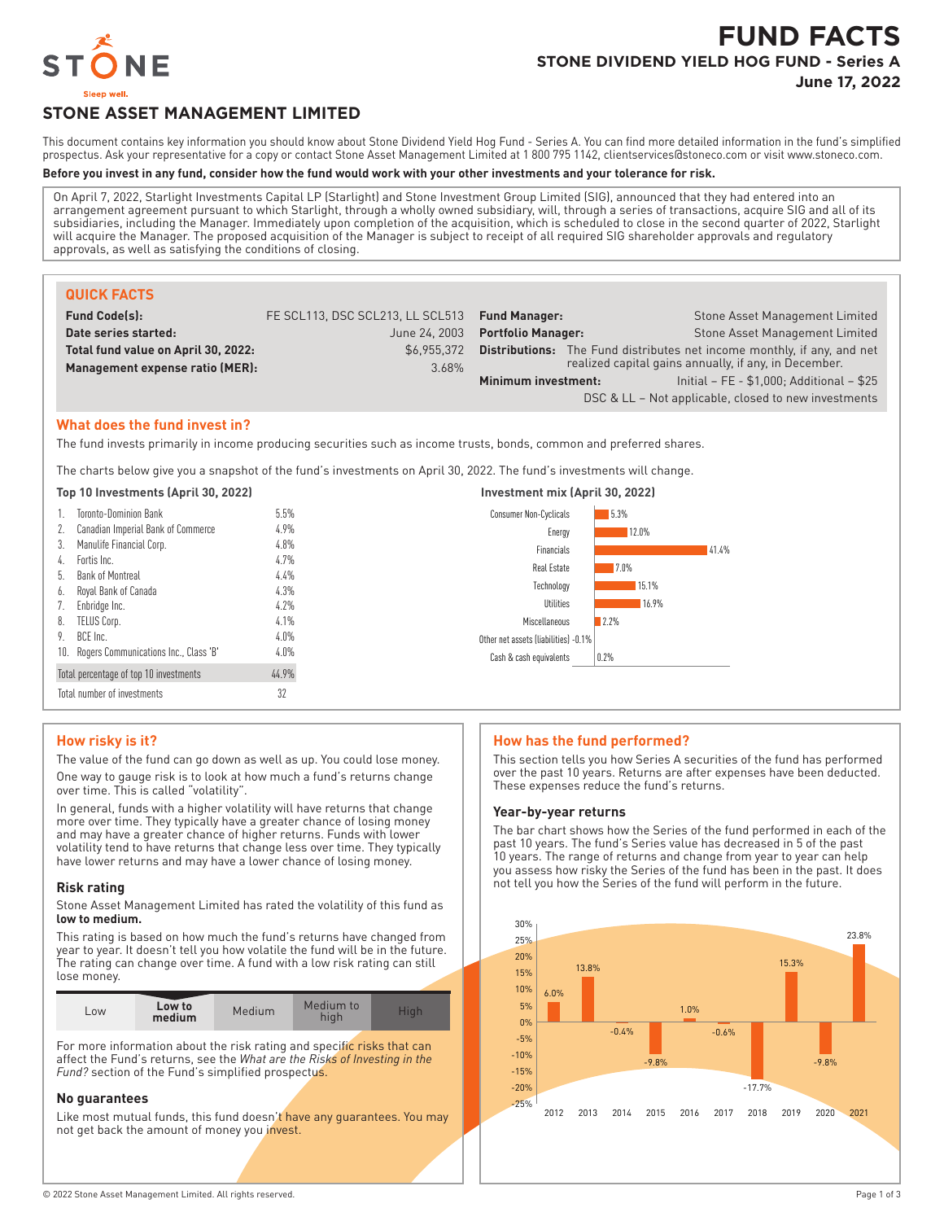# FUND FACTS

## STONE DIVIDEND YIELD HOG FUND - Series A

**June 17, 2022**

## STONE ASSET MANAGEMENT LIMITED

This document contains key information you should know about Stone Dividend Yield Hog Fund - Series A. You can find more detailed information in the fund's simplified prospectus. Ask your representative for a copy or contact Stone Asset Management Limited at 1 800 795 1142, clientservices@stoneco.com or visit www.stoneco.com.

**Before you invest in any fund, consider how the fund would work with your other investments and your tolerance for risk.**

On April 7, 2022, Starlight Investments Capital LP (Starlight) and Stone Investment Group Limited (SIG), announced that they had entered into an arrangement agreement pursuant to which Starlight, through a wholly owned subsidiary, will, through a series of transactions, acquire SIG and all of its subsidiaries, including the Manager. Immediately upon completion of the acquisition, which is scheduled to close in the second quarter of 2022, Starlight will acquire the Manager. The proposed acquisition of the Manager is subject to receipt of all required SIG shareholder approvals and regulatory approvals, as well as satisfying the conditions of closing.

### QUICK FACTS

| | |
|---|---|
| **Fund Code(s):** | FE SCL113, DSC SCL213, LL SCL513 |
| **Date series started:** | June 24, 2003 |
| **Total fund value on April 30, 2022:** | $6,955,372 |
| **Management expense ratio (MER):** | 3.68% |
| **Fund Manager:** | Stone Asset Management Limited |
| **Portfolio Manager:** | Stone Asset Management Limited |
| **Distributions:** | The Fund distributes net income monthly, if any, and net realized capital gains annually, if any, in December. |
| **Minimum investment:** | Initial – FE - $1,000; Additional – $25<br>DSC & LL – Not applicable, closed to new investments |

### What does the fund invest in?

The fund invests primarily in income producing securities such as income trusts, bonds, common and preferred shares.

The charts below give you a snapshot of the fund's investments on April 30, 2022. The fund's investments will change.

**Top 10 Investments (April 30, 2022)**

| | | |
|---|---|---|
| 1. | Toronto-Dominion Bank | 5.5% |
| 2. | Canadian Imperial Bank of Commerce | 4.9% |
| 3. | Manulife Financial Corp. | 4.8% |
| 4. | Fortis Inc. | 4.7% |
| 5. | Bank of Montreal | 4.4% |
| 6. | Royal Bank of Canada | 4.3% |
| 7. | Enbridge Inc. | 4.2% |
| 8. | TELUS Corp. | 4.1% |
| 9. | BCE Inc. | 4.0% |
| 10. | Rogers Communications Inc., Class 'B' | 4.0% |
| | Total percentage of top 10 investments | 44.9% |
| | Total number of investments | 32 |

**Investment mix (April 30, 2022)**

| Sector | % |
|---|---|
| Consumer Non-Cyclicals | 5.3% |
| Energy | 12.0% |
| Financials | 41.4% |
| Real Estate | 7.0% |
| Technology | 15.1% |
| Utilities | 16.9% |
| Miscellaneous | 2.2% |
| Other net assets (liabilities) | -0.1% |
| Cash & cash equivalents | 0.2% |

### How risky is it?

The value of the fund can go down as well as up. You could lose money.

One way to gauge risk is to look at how much a fund's returns change over time. This is called "volatility".

In general, funds with a higher volatility will have returns that change more over time. They typically have a greater chance of losing money and may have a greater chance of higher returns. Funds with lower volatility tend to have returns that change less over time. They typically have lower returns and may have a lower chance of losing money.

#### Risk rating

Stone Asset Management Limited has rated the volatility of this fund as **low to medium.**

This rating is based on how much the fund's returns have changed from year to year. It doesn't tell you how volatile the fund will be in the future. The rating can change over time. A fund with a low risk rating can still lose money.

| Low | **Low to medium** | Medium | Medium to high | High |
|---|---|---|---|---|

For more information about the risk rating and specific risks that can affect the Fund's returns, see the *What are the Risks of Investing in the Fund?* section of the Fund's simplified prospectus.

#### No guarantees

Like most mutual funds, this fund doesn't have any guarantees. You may not get back the amount of money you invest.

### How has the fund performed?

This section tells you how Series A securities of the fund has performed over the past 10 years. Returns are after expenses have been deducted. These expenses reduce the fund's returns.

#### Year-by-year returns

The bar chart shows how the Series of the fund performed in each of the past 10 years. The fund's Series value has decreased in 5 of the past 10 years. The range of returns and change from year to year can help you assess how risky the Series of the fund has been in the past. It does not tell you how the Series of the fund will perform in the future.

| Year | 2012 | 2013 | 2014 | 2015 | 2016 | 2017 | 2018 | 2019 | 2020 | 2021 |
|---|---|---|---|---|---|---|---|---|---|---|
| Return | 6.0% | 13.8% | -0.4% | -9.8% | 1.0% | -0.6% | -17.7% | 15.3% | -9.8% | 23.8% |

© 2022 Stone Asset Management Limited. All rights reserved.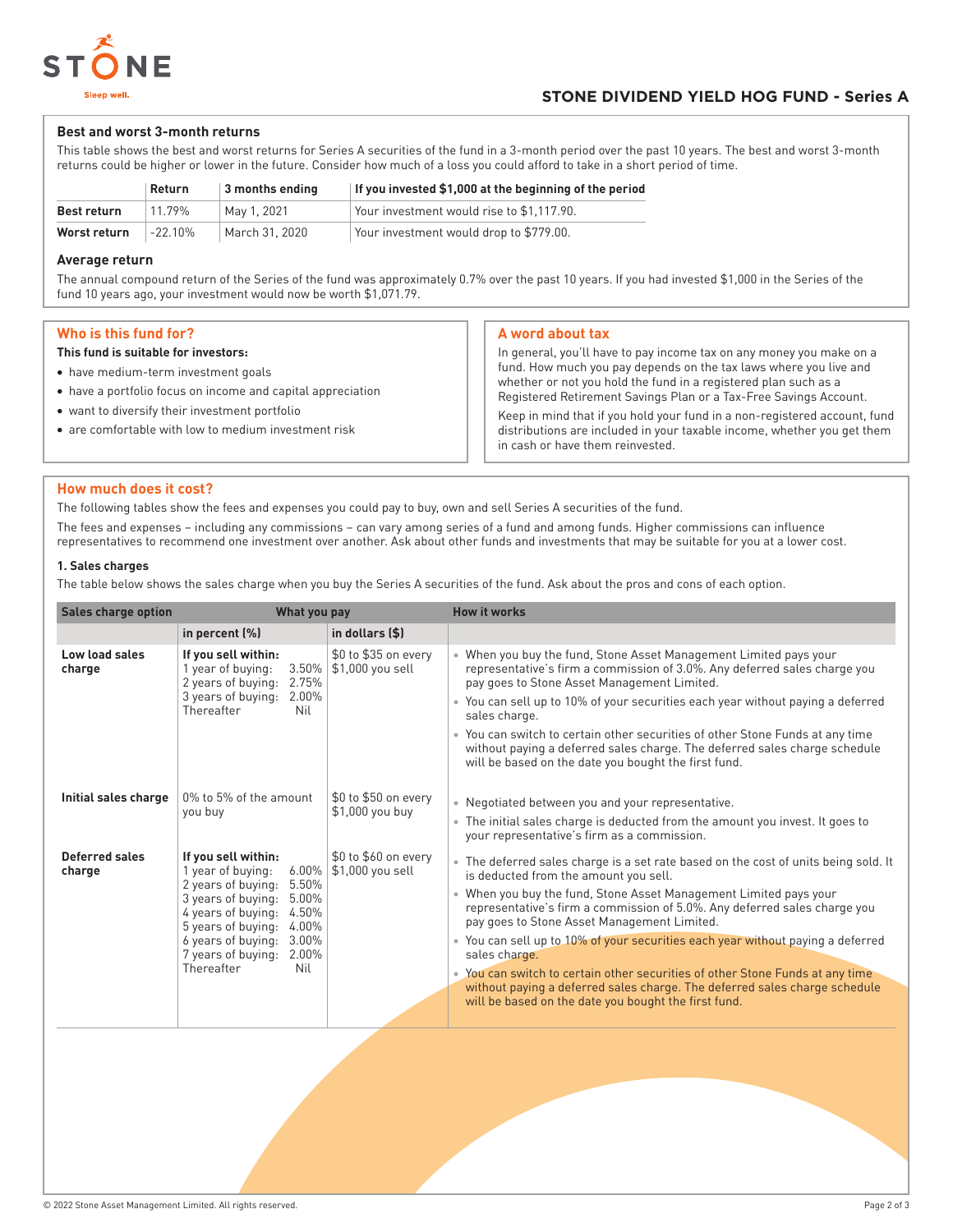## Best and worst 3-month returns

This table shows the best and worst returns for Series A securities of the fund in a 3-month period over the past 10 years. The best and worst 3-month returns could be higher or lower in the future. Consider how much of a loss you could afford to take in a short period of time.

| | Return | 3 months ending | If you invested $1,000 at the beginning of the period |
|---|---|---|---|
| **Best return** | 11.79% | May 1, 2021 | Your investment would rise to $1,117.90. |
| **Worst return** | -22.10% | March 31, 2020 | Your investment would drop to $779.00. |

### Average return

The annual compound return of the Series of the fund was approximately 0.7% over the past 10 years. If you had invested $1,000 in the Series of the fund 10 years ago, your investment would now be worth $1,071.79.

## Who is this fund for?

**This fund is suitable for investors:**

- have medium-term investment goals
- have a portfolio focus on income and capital appreciation
- want to diversify their investment portfolio
- are comfortable with low to medium investment risk

## A word about tax

In general, you'll have to pay income tax on any money you make on a fund. How much you pay depends on the tax laws where you live and whether or not you hold the fund in a registered plan such as a Registered Retirement Savings Plan or a Tax-Free Savings Account.

Keep in mind that if you hold your fund in a non-registered account, fund distributions are included in your taxable income, whether you get them in cash or have them reinvested.

## How much does it cost?

The following tables show the fees and expenses you could pay to buy, own and sell Series A securities of the fund.

The fees and expenses – including any commissions – can vary among series of a fund and among funds. Higher commissions can influence representatives to recommend one investment over another. Ask about other funds and investments that may be suitable for you at a lower cost.

### 1. Sales charges

The table below shows the sales charge when you buy the Series A securities of the fund. Ask about the pros and cons of each option.

| Sales charge option | What you pay | | How it works |
|---|---|---|---|
| | in percent (%) | in dollars ($) | |
| **Low load sales charge** | **If you sell within:**<br>1 year of buying: 3.50%<br>2 years of buying: 2.75%<br>3 years of buying: 2.00%<br>Thereafter Nil | $0 to $35 on every $1,000 you sell | • When you buy the fund, Stone Asset Management Limited pays your representative's firm a commission of 3.0%. Any deferred sales charge you pay goes to Stone Asset Management Limited.<br>• You can sell up to 10% of your securities each year without paying a deferred sales charge.<br>• You can switch to certain other securities of other Stone Funds at any time without paying a deferred sales charge. The deferred sales charge schedule will be based on the date you bought the first fund. |
| **Initial sales charge** | 0% to 5% of the amount you buy | $0 to $50 on every $1,000 you buy | • Negotiated between you and your representative.<br>• The initial sales charge is deducted from the amount you invest. It goes to your representative's firm as a commission. |
| **Deferred sales charge** | **If you sell within:**<br>1 year of buying: 6.00%<br>2 years of buying: 5.50%<br>3 years of buying: 5.00%<br>4 years of buying: 4.50%<br>5 years of buying: 4.00%<br>6 years of buying: 3.00%<br>7 years of buying: 2.00%<br>Thereafter Nil | $0 to $60 on every $1,000 you sell | • The deferred sales charge is a set rate based on the cost of units being sold. It is deducted from the amount you sell.<br>• When you buy the fund, Stone Asset Management Limited pays your representative's firm a commission of 5.0%. Any deferred sales charge you pay goes to Stone Asset Management Limited.<br>• You can sell up to 10% of your securities each year without paying a deferred sales charge.<br>• You can switch to certain other securities of other Stone Funds at any time without paying a deferred sales charge. The deferred sales charge schedule will be based on the date you bought the first fund. |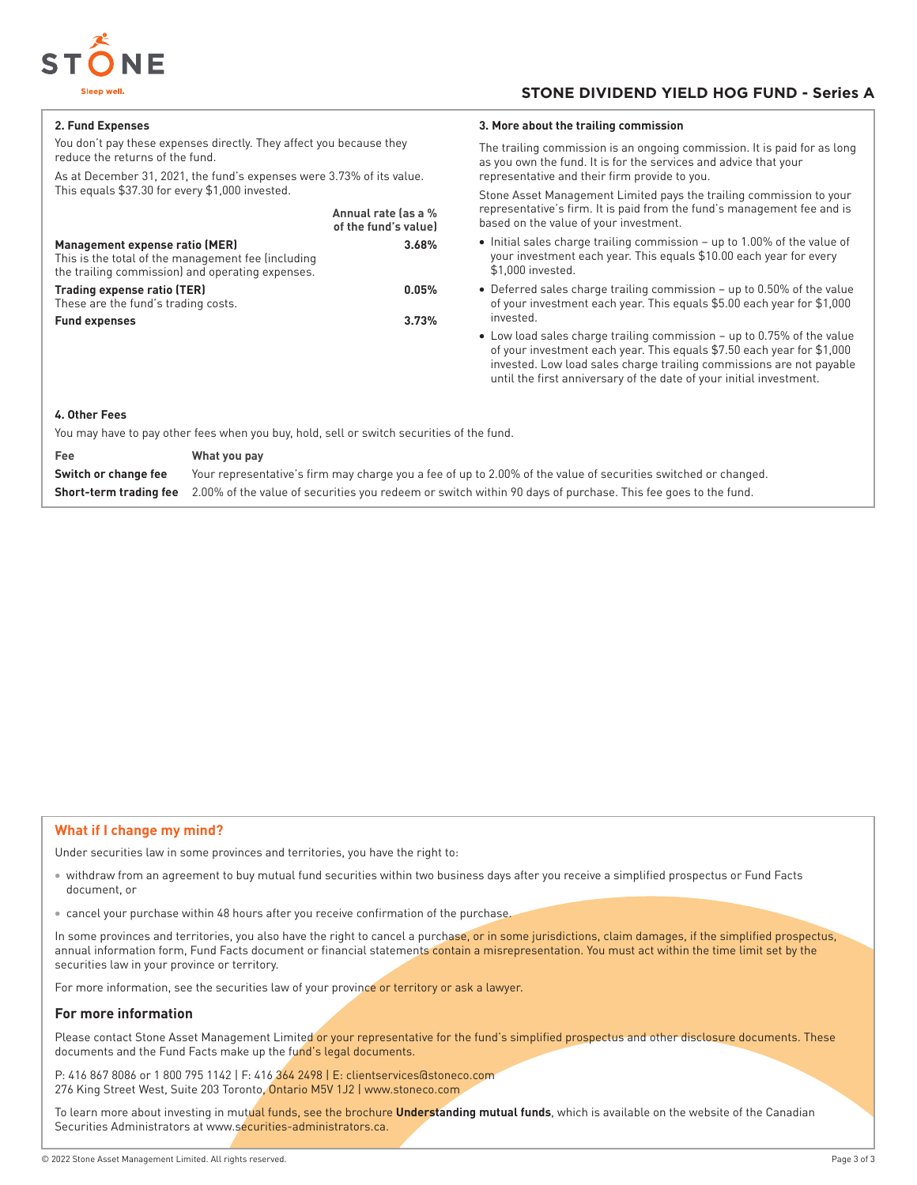## STONE DIVIDEND YIELD HOG FUND - Series A

### 2. Fund Expenses

You don't pay these expenses directly. They affect you because they reduce the returns of the fund.

As at December 31, 2021, the fund's expenses were 3.73% of its value. This equals $37.30 for every $1,000 invested.

| | Annual rate (as a % of the fund's value) |
|---|---|
| **Management expense ratio (MER)**<br>This is the total of the management fee (including the trailing commission) and operating expenses. | **3.68%** |
| **Trading expense ratio (TER)**<br>These are the fund's trading costs. | **0.05%** |
| **Fund expenses** | **3.73%** |

### 3. More about the trailing commission

The trailing commission is an ongoing commission. It is paid for as long as you own the fund. It is for the services and advice that your representative and their firm provide to you.

Stone Asset Management Limited pays the trailing commission to your representative's firm. It is paid from the fund's management fee and is based on the value of your investment.

- Initial sales charge trailing commission – up to 1.00% of the value of your investment each year. This equals $10.00 each year for every $1,000 invested.
- Deferred sales charge trailing commission – up to 0.50% of the value of your investment each year. This equals $5.00 each year for $1,000 invested.
- Low load sales charge trailing commission – up to 0.75% of the value of your investment each year. This equals $7.50 each year for $1,000 invested. Low load sales charge trailing commissions are not payable until the first anniversary of the date of your initial investment.

### 4. Other Fees

You may have to pay other fees when you buy, hold, sell or switch securities of the fund.

| Fee | What you pay |
|---|---|
| **Switch or change fee** | Your representative's firm may charge you a fee of up to 2.00% of the value of securities switched or changed. |
| **Short-term trading fee** | 2.00% of the value of securities you redeem or switch within 90 days of purchase. This fee goes to the fund. |

## What if I change my mind?

Under securities law in some provinces and territories, you have the right to:

- withdraw from an agreement to buy mutual fund securities within two business days after you receive a simplified prospectus or Fund Facts document, or
- cancel your purchase within 48 hours after you receive confirmation of the purchase.

In some provinces and territories, you also have the right to cancel a purchase, or in some jurisdictions, claim damages, if the simplified prospectus, annual information form, Fund Facts document or financial statements contain a misrepresentation. You must act within the time limit set by the securities law in your province or territory.

For more information, see the securities law of your province or territory or ask a lawyer.

## For more information

Please contact Stone Asset Management Limited or your representative for the fund's simplified prospectus and other disclosure documents. These documents and the Fund Facts make up the fund's legal documents.

P: 416 867 8086 or 1 800 795 1142 | F: 416 364 2498 | E: clientservices@stoneco.com
276 King Street West, Suite 203 Toronto, Ontario M5V 1J2 | www.stoneco.com

To learn more about investing in mutual funds, see the brochure **Understanding mutual funds**, which is available on the website of the Canadian Securities Administrators at www.securities-administrators.ca.

© 2022 Stone Asset Management Limited. All rights reserved.